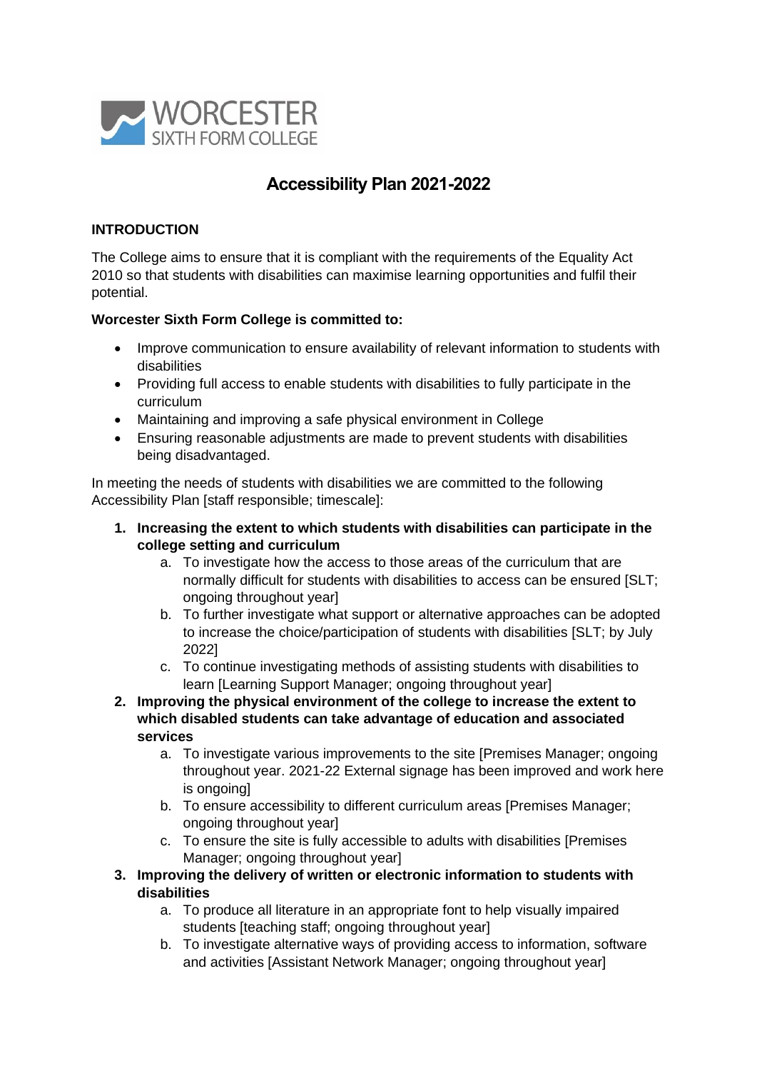WORCESTER SIXTH FORM COLLEGE

# Accessibility Plan 2021-2022

**INTRODUCTION**

The College aims to ensure that it is compliant with the requirements of the Equality Act 2010 so that students with disabilities can maximise learning opportunities and fulfil their potential.

**Worcester Sixth Form College is committed to:**

- Improve communication to ensure availability of relevant information to students with disabilities
- Providing full access to enable students with disabilities to fully participate in the curriculum
- Maintaining and improving a safe physical environment in College
- Ensuring reasonable adjustments are made to prevent students with disabilities being disadvantaged.

In meeting the needs of students with disabilities we are committed to the following Accessibility Plan [staff responsible; timescale]:

1. **Increasing the extent to which students with disabilities can participate in the college setting and curriculum**
    a. To investigate how the access to those areas of the curriculum that are normally difficult for students with disabilities to access can be ensured [SLT; ongoing throughout year]
    b. To further investigate what support or alternative approaches can be adopted to increase the choice/participation of students with disabilities [SLT; by July 2022]
    c. To continue investigating methods of assisting students with disabilities to learn [Learning Support Manager; ongoing throughout year]
2. **Improving the physical environment of the college to increase the extent to which disabled students can take advantage of education and associated services**
    a. To investigate various improvements to the site [Premises Manager; ongoing throughout year. 2021-22 External signage has been improved and work here is ongoing]
    b. To ensure accessibility to different curriculum areas [Premises Manager; ongoing throughout year]
    c. To ensure the site is fully accessible to adults with disabilities [Premises Manager; ongoing throughout year]
3. **Improving the delivery of written or electronic information to students with disabilities**
    a. To produce all literature in an appropriate font to help visually impaired students [teaching staff; ongoing throughout year]
    b. To investigate alternative ways of providing access to information, software and activities [Assistant Network Manager; ongoing throughout year]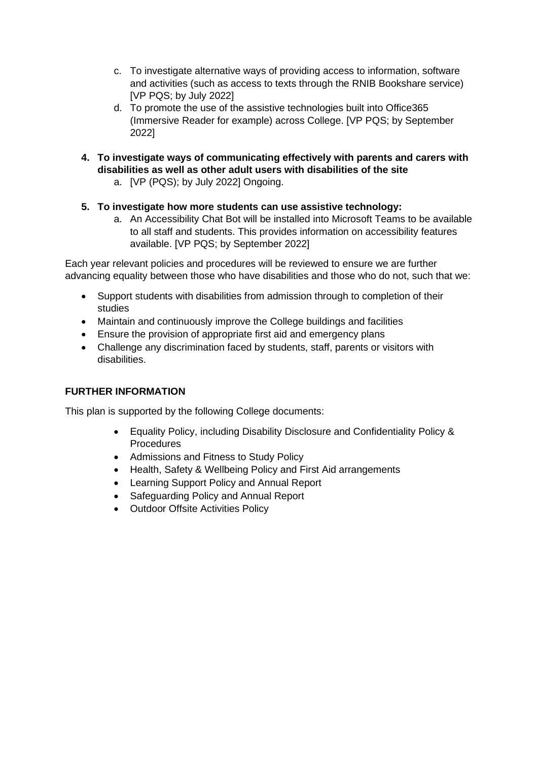c. To investigate alternative ways of providing access to information, software and activities (such as access to texts through the RNIB Bookshare service) [VP PQS; by July 2022]
d. To promote the use of the assistive technologies built into Office365 (Immersive Reader for example) across College. [VP PQS; by September 2022]

**4. To investigate ways of communicating effectively with parents and carers with disabilities as well as other adult users with disabilities of the site**

a. [VP (PQS); by July 2022] Ongoing.

**5. To investigate how more students can use assistive technology:**

a. An Accessibility Chat Bot will be installed into Microsoft Teams to be available to all staff and students. This provides information on accessibility features available. [VP PQS; by September 2022]

Each year relevant policies and procedures will be reviewed to ensure we are further advancing equality between those who have disabilities and those who do not, such that we:

- Support students with disabilities from admission through to completion of their studies
- Maintain and continuously improve the College buildings and facilities
- Ensure the provision of appropriate first aid and emergency plans
- Challenge any discrimination faced by students, staff, parents or visitors with disabilities.

## FURTHER INFORMATION

This plan is supported by the following College documents:

- Equality Policy, including Disability Disclosure and Confidentiality Policy & Procedures
- Admissions and Fitness to Study Policy
- Health, Safety & Wellbeing Policy and First Aid arrangements
- Learning Support Policy and Annual Report
- Safeguarding Policy and Annual Report
- Outdoor Offsite Activities Policy